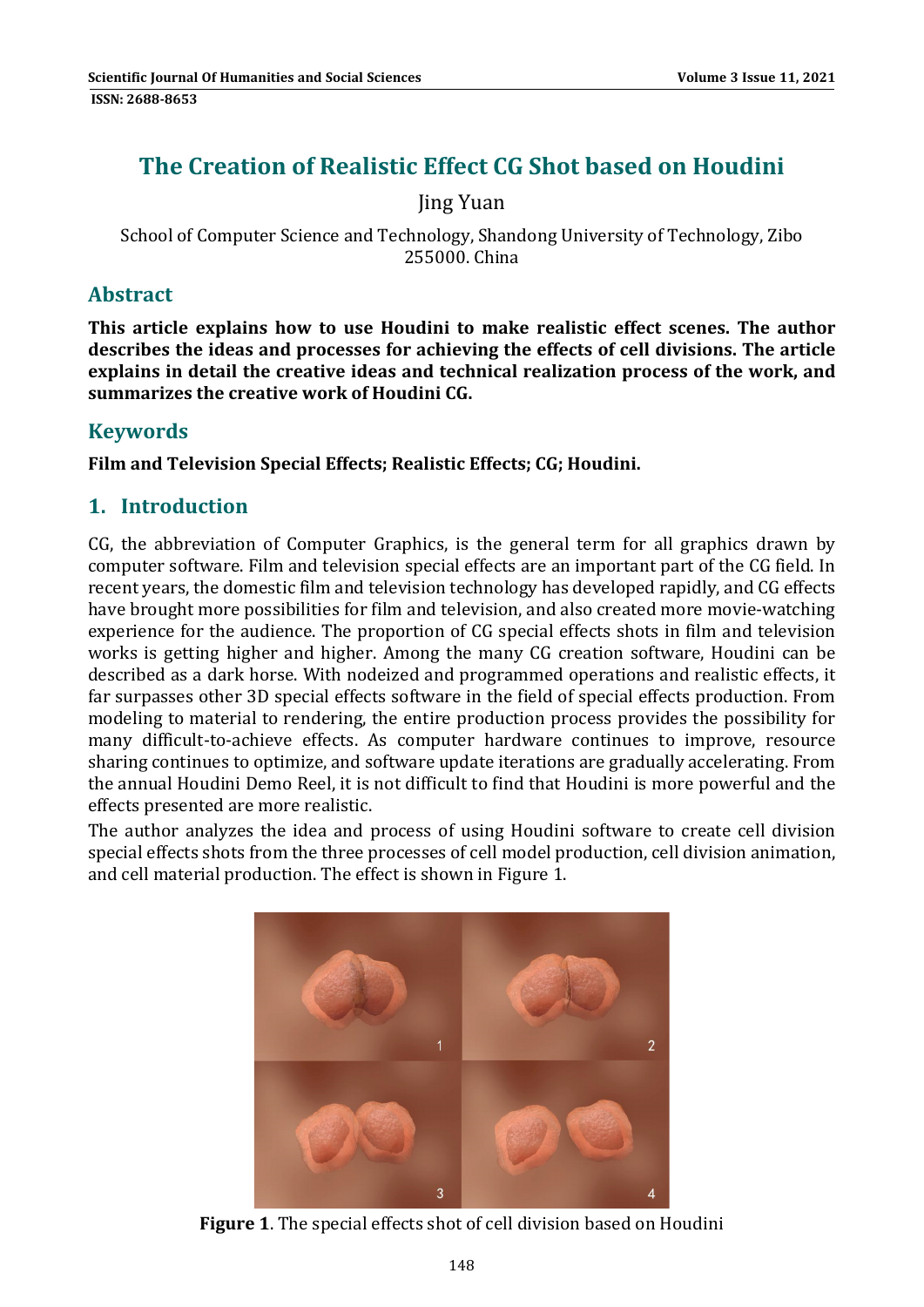# The Creation of Realistic Effect CG Shot based on Houdini

Jing Yuan

School of Computer Science and Technology, Shandong University of Technology, Zibo 255000. China

## Abstract

**This article explains how to use Houdini to make realistic effect scenes. The author describes the ideas and processes for achieving the effects of cell divisions. The article explains in detail the creative ideas and technical realization process of the work, and summarizes the creative work of Houdini CG.**

## Keywords

**Film and Television Special Effects; Realistic Effects; CG; Houdini.**

## 1. Introduction

CG, the abbreviation of Computer Graphics, is the general term for all graphics drawn by computer software. Film and television special effects are an important part of the CG field. In recent years, the domestic film and television technology has developed rapidly, and CG effects have brought more possibilities for film and television, and also created more movie-watching experience for the audience. The proportion of CG special effects shots in film and television works is getting higher and higher. Among the many CG creation software, Houdini can be described as a dark horse. With nodeized and programmed operations and realistic effects, it far surpasses other 3D special effects software in the field of special effects production. From modeling to material to rendering, the entire production process provides the possibility for many difficult-to-achieve effects. As computer hardware continues to improve, resource sharing continues to optimize, and software update iterations are gradually accelerating. From the annual Houdini Demo Reel, it is not difficult to find that Houdini is more powerful and the effects presented are more realistic.

The author analyzes the idea and process of using Houdini software to create cell division special effects shots from the three processes of cell model production, cell division animation, and cell material production. The effect is shown in Figure 1.

**Figure 1**. The special effects shot of cell division based on Houdini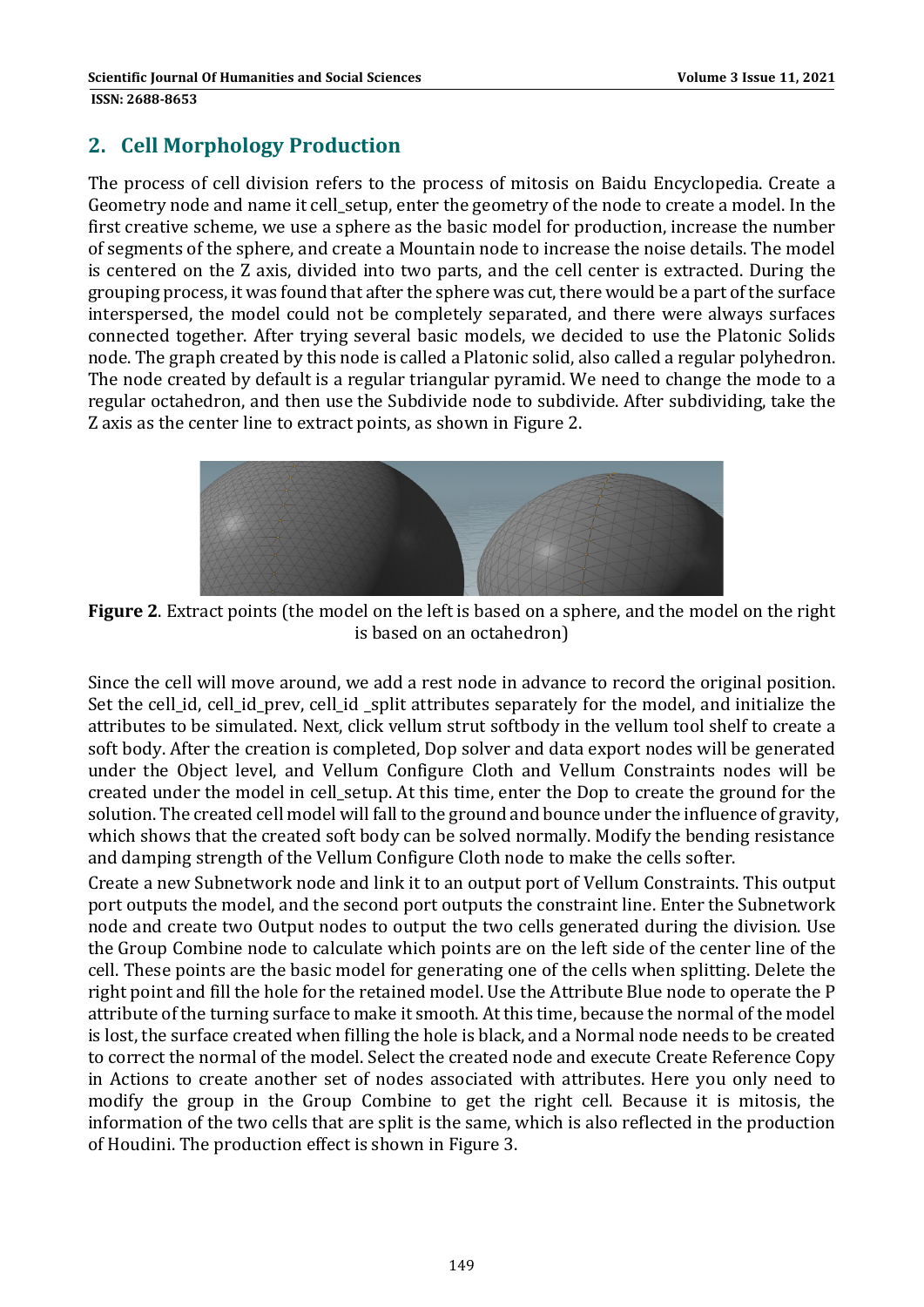## 2. Cell Morphology Production

The process of cell division refers to the process of mitosis on Baidu Encyclopedia. Create a Geometry node and name it cell_setup, enter the geometry of the node to create a model. In the first creative scheme, we use a sphere as the basic model for production, increase the number of segments of the sphere, and create a Mountain node to increase the noise details. The model is centered on the Z axis, divided into two parts, and the cell center is extracted. During the grouping process, it was found that after the sphere was cut, there would be a part of the surface interspersed, the model could not be completely separated, and there were always surfaces connected together. After trying several basic models, we decided to use the Platonic Solids node. The graph created by this node is called a Platonic solid, also called a regular polyhedron. The node created by default is a regular triangular pyramid. We need to change the mode to a regular octahedron, and then use the Subdivide node to subdivide. After subdividing, take the Z axis as the center line to extract points, as shown in Figure 2.

**Figure 2**. Extract points (the model on the left is based on a sphere, and the model on the right is based on an octahedron)

Since the cell will move around, we add a rest node in advance to record the original position. Set the cell_id, cell_id_prev, cell_id _split attributes separately for the model, and initialize the attributes to be simulated. Next, click vellum strut softbody in the vellum tool shelf to create a soft body. After the creation is completed, Dop solver and data export nodes will be generated under the Object level, and Vellum Configure Cloth and Vellum Constraints nodes will be created under the model in cell_setup. At this time, enter the Dop to create the ground for the solution. The created cell model will fall to the ground and bounce under the influence of gravity, which shows that the created soft body can be solved normally. Modify the bending resistance and damping strength of the Vellum Configure Cloth node to make the cells softer.

Create a new Subnetwork node and link it to an output port of Vellum Constraints. This output port outputs the model, and the second port outputs the constraint line. Enter the Subnetwork node and create two Output nodes to output the two cells generated during the division. Use the Group Combine node to calculate which points are on the left side of the center line of the cell. These points are the basic model for generating one of the cells when splitting. Delete the right point and fill the hole for the retained model. Use the Attribute Blue node to operate the P attribute of the turning surface to make it smooth. At this time, because the normal of the model is lost, the surface created when filling the hole is black, and a Normal node needs to be created to correct the normal of the model. Select the created node and execute Create Reference Copy in Actions to create another set of nodes associated with attributes. Here you only need to modify the group in the Group Combine to get the right cell. Because it is mitosis, the information of the two cells that are split is the same, which is also reflected in the production of Houdini. The production effect is shown in Figure 3.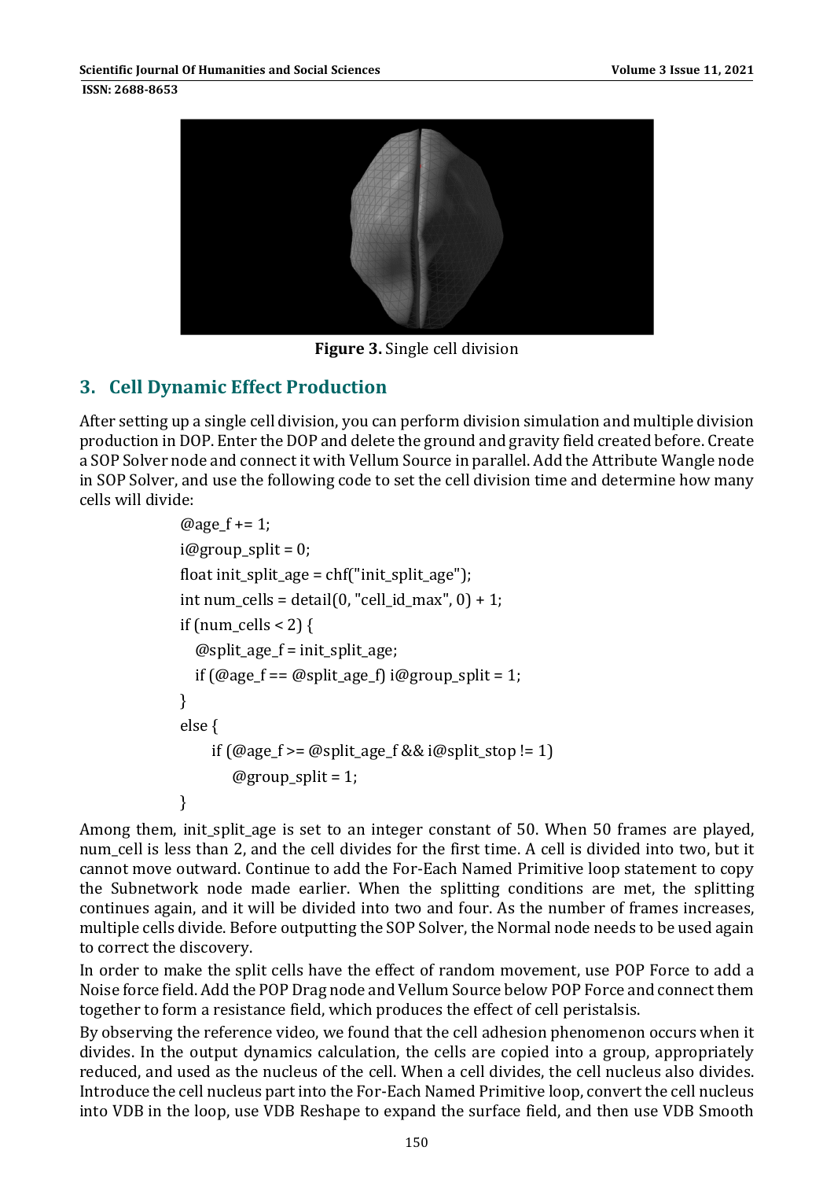**Figure 3.** Single cell division

## 3. Cell Dynamic Effect Production

After setting up a single cell division, you can perform division simulation and multiple division production in DOP. Enter the DOP and delete the ground and gravity field created before. Create a SOP Solver node and connect it with Vellum Source in parallel. Add the Attribute Wangle node in SOP Solver, and use the following code to set the cell division time and determine how many cells will divide:

```
@age_f += 1;
i@group_split = 0;
float init_split_age = chf("init_split_age");
int num_cells = detail(0, "cell_id_max", 0) + 1;
if (num_cells < 2) {
   @split_age_f = init_split_age;
   if (@age_f == @split_age_f) i@group_split = 1;
}
else {
     if (@age_f >= @split_age_f && i@split_stop != 1)
         @group_split = 1;
}
```

Among them, init_split_age is set to an integer constant of 50. When 50 frames are played, num_cell is less than 2, and the cell divides for the first time. A cell is divided into two, but it cannot move outward. Continue to add the For-Each Named Primitive loop statement to copy the Subnetwork node made earlier. When the splitting conditions are met, the splitting continues again, and it will be divided into two and four. As the number of frames increases, multiple cells divide. Before outputting the SOP Solver, the Normal node needs to be used again to correct the discovery.

In order to make the split cells have the effect of random movement, use POP Force to add a Noise force field. Add the POP Drag node and Vellum Source below POP Force and connect them together to form a resistance field, which produces the effect of cell peristalsis.

By observing the reference video, we found that the cell adhesion phenomenon occurs when it divides. In the output dynamics calculation, the cells are copied into a group, appropriately reduced, and used as the nucleus of the cell. When a cell divides, the cell nucleus also divides. Introduce the cell nucleus part into the For-Each Named Primitive loop, convert the cell nucleus into VDB in the loop, use VDB Reshape to expand the surface field, and then use VDB Smooth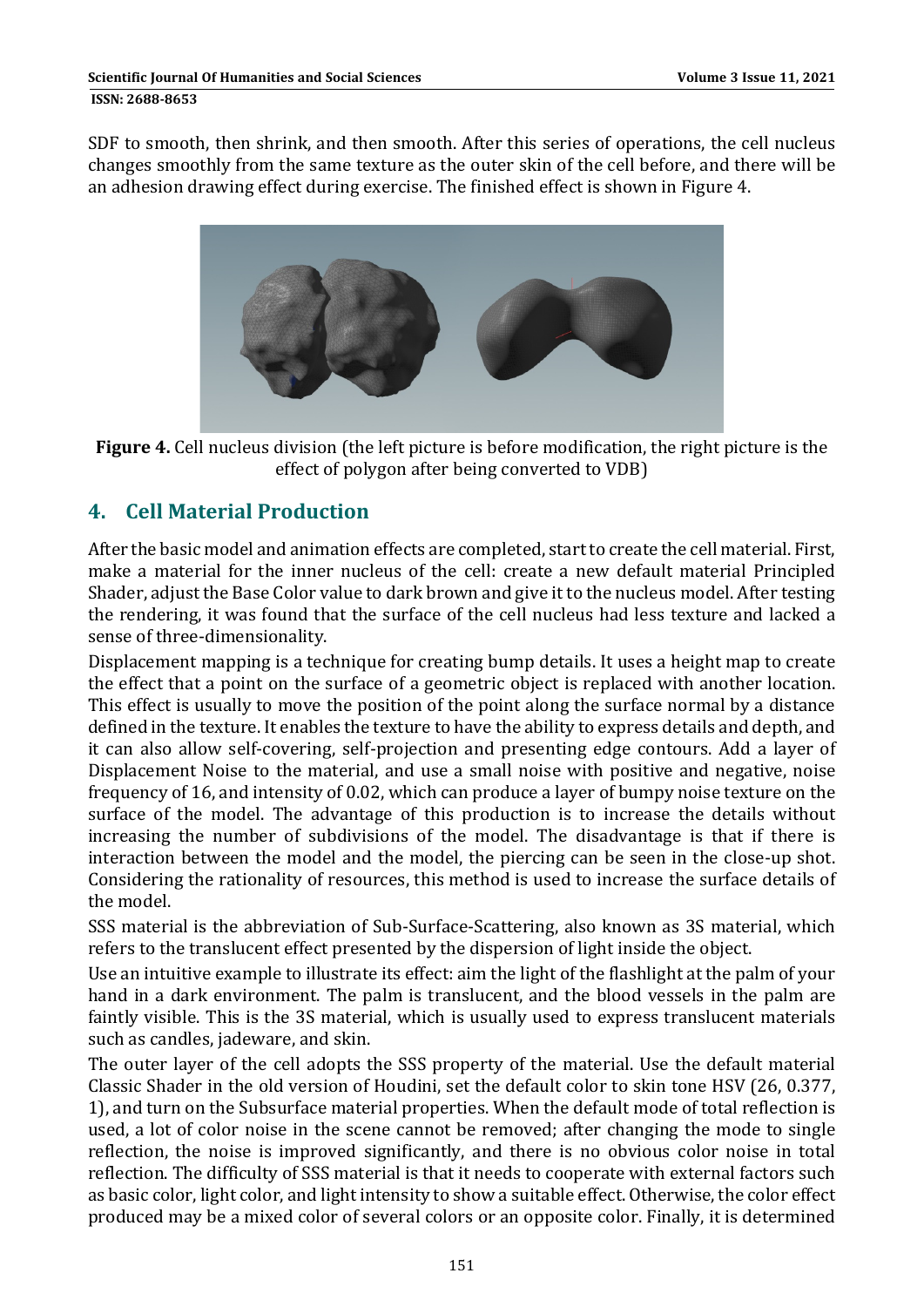SDF to smooth, then shrink, and then smooth. After this series of operations, the cell nucleus changes smoothly from the same texture as the outer skin of the cell before, and there will be an adhesion drawing effect during exercise. The finished effect is shown in Figure 4.

**Figure 4.** Cell nucleus division (the left picture is before modification, the right picture is the effect of polygon after being converted to VDB)

## 4. Cell Material Production

After the basic model and animation effects are completed, start to create the cell material. First, make a material for the inner nucleus of the cell: create a new default material Principled Shader, adjust the Base Color value to dark brown and give it to the nucleus model. After testing the rendering, it was found that the surface of the cell nucleus had less texture and lacked a sense of three-dimensionality.

Displacement mapping is a technique for creating bump details. It uses a height map to create the effect that a point on the surface of a geometric object is replaced with another location. This effect is usually to move the position of the point along the surface normal by a distance defined in the texture. It enables the texture to have the ability to express details and depth, and it can also allow self-covering, self-projection and presenting edge contours. Add a layer of Displacement Noise to the material, and use a small noise with positive and negative, noise frequency of 16, and intensity of 0.02, which can produce a layer of bumpy noise texture on the surface of the model. The advantage of this production is to increase the details without increasing the number of subdivisions of the model. The disadvantage is that if there is interaction between the model and the model, the piercing can be seen in the close-up shot. Considering the rationality of resources, this method is used to increase the surface details of the model.

SSS material is the abbreviation of Sub-Surface-Scattering, also known as 3S material, which refers to the translucent effect presented by the dispersion of light inside the object.

Use an intuitive example to illustrate its effect: aim the light of the flashlight at the palm of your hand in a dark environment. The palm is translucent, and the blood vessels in the palm are faintly visible. This is the 3S material, which is usually used to express translucent materials such as candles, jadeware, and skin.

The outer layer of the cell adopts the SSS property of the material. Use the default material Classic Shader in the old version of Houdini, set the default color to skin tone HSV (26, 0.377, 1), and turn on the Subsurface material properties. When the default mode of total reflection is used, a lot of color noise in the scene cannot be removed; after changing the mode to single reflection, the noise is improved significantly, and there is no obvious color noise in total reflection. The difficulty of SSS material is that it needs to cooperate with external factors such as basic color, light color, and light intensity to show a suitable effect. Otherwise, the color effect produced may be a mixed color of several colors or an opposite color. Finally, it is determined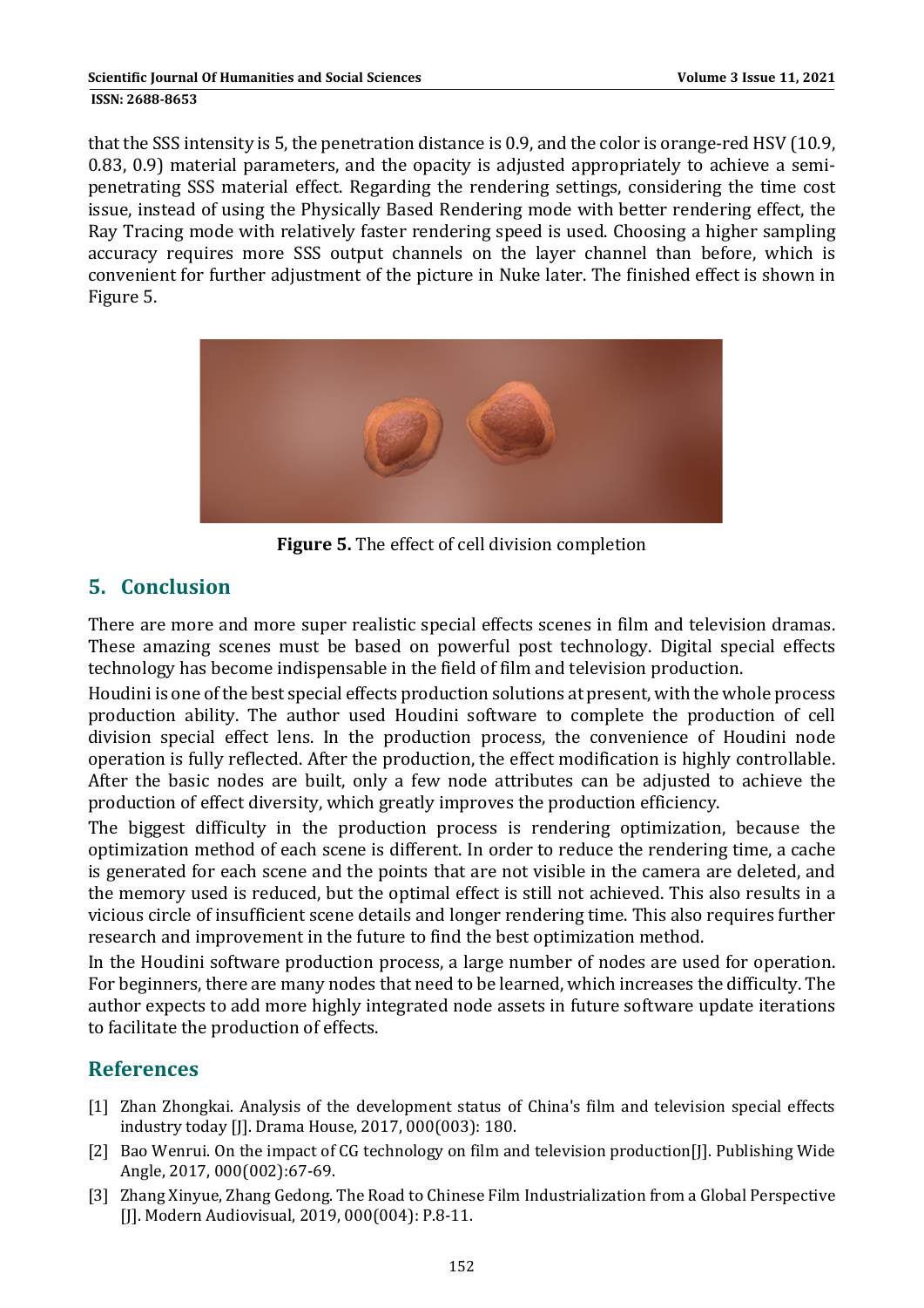that the SSS intensity is 5, the penetration distance is 0.9, and the color is orange-red HSV (10.9, 0.83, 0.9) material parameters, and the opacity is adjusted appropriately to achieve a semi-penetrating SSS material effect. Regarding the rendering settings, considering the time cost issue, instead of using the Physically Based Rendering mode with better rendering effect, the Ray Tracing mode with relatively faster rendering speed is used. Choosing a higher sampling accuracy requires more SSS output channels on the layer channel than before, which is convenient for further adjustment of the picture in Nuke later. The finished effect is shown in Figure 5.

**Figure 5.** The effect of cell division completion

## 5. Conclusion

There are more and more super realistic special effects scenes in film and television dramas. These amazing scenes must be based on powerful post technology. Digital special effects technology has become indispensable in the field of film and television production.

Houdini is one of the best special effects production solutions at present, with the whole process production ability. The author used Houdini software to complete the production of cell division special effect lens. In the production process, the convenience of Houdini node operation is fully reflected. After the production, the effect modification is highly controllable. After the basic nodes are built, only a few node attributes can be adjusted to achieve the production of effect diversity, which greatly improves the production efficiency.

The biggest difficulty in the production process is rendering optimization, because the optimization method of each scene is different. In order to reduce the rendering time, a cache is generated for each scene and the points that are not visible in the camera are deleted, and the memory used is reduced, but the optimal effect is still not achieved. This also results in a vicious circle of insufficient scene details and longer rendering time. This also requires further research and improvement in the future to find the best optimization method.

In the Houdini software production process, a large number of nodes are used for operation. For beginners, there are many nodes that need to be learned, which increases the difficulty. The author expects to add more highly integrated node assets in future software update iterations to facilitate the production of effects.

## References

[1] Zhan Zhongkai. Analysis of the development status of China's film and television special effects industry today [J]. Drama House, 2017, 000(003): 180.

[2] Bao Wenrui. On the impact of CG technology on film and television production[J]. Publishing Wide Angle, 2017, 000(002):67-69.

[3] Zhang Xinyue, Zhang Gedong. The Road to Chinese Film Industrialization from a Global Perspective [J]. Modern Audiovisual, 2019, 000(004): P.8-11.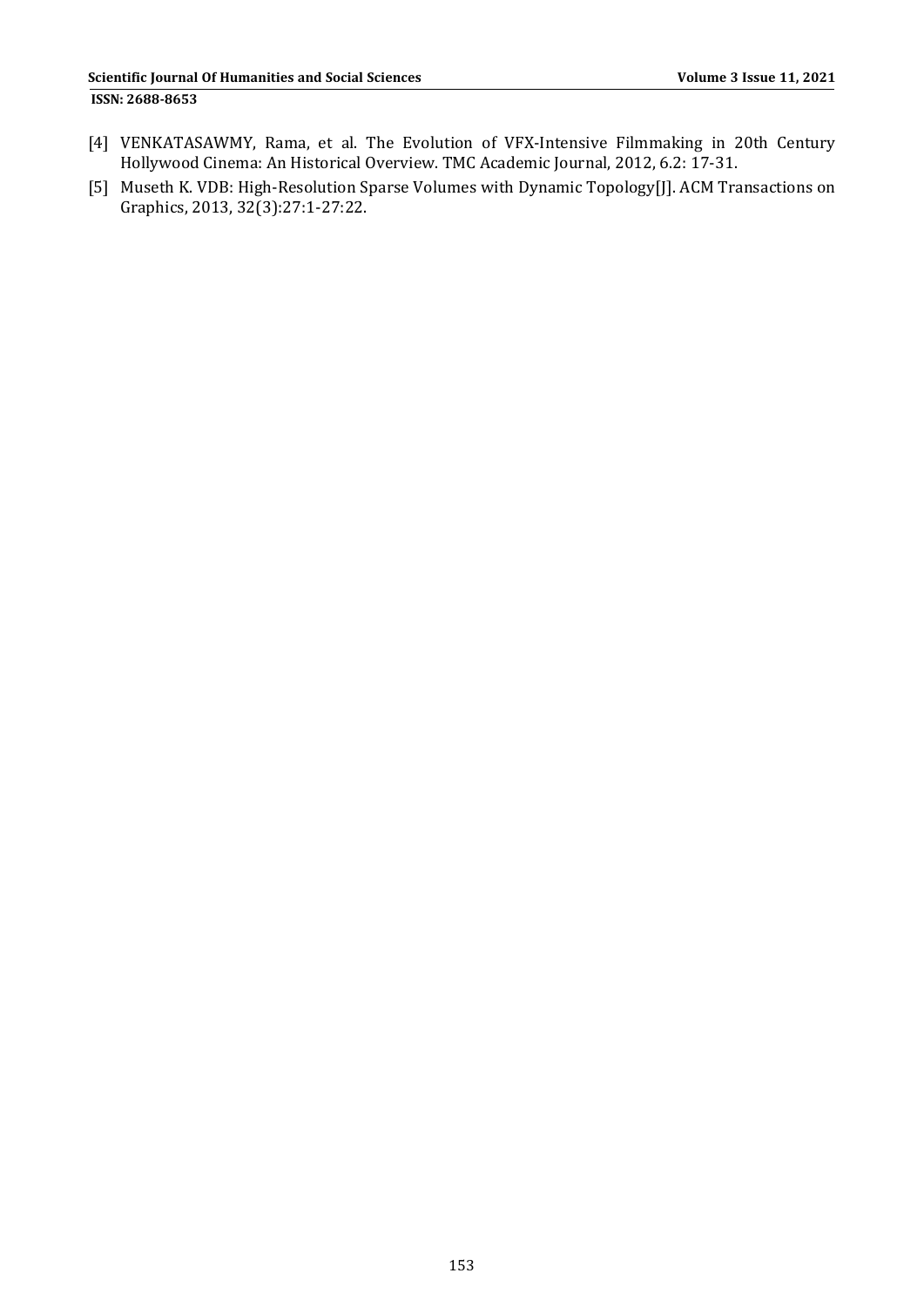[4] VENKATASAWMY, Rama, et al. The Evolution of VFX-Intensive Filmmaking in 20th Century Hollywood Cinema: An Historical Overview. TMC Academic Journal, 2012, 6.2: 17-31.

[5] Museth K. VDB: High-Resolution Sparse Volumes with Dynamic Topology[J]. ACM Transactions on Graphics, 2013, 32(3):27:1-27:22.